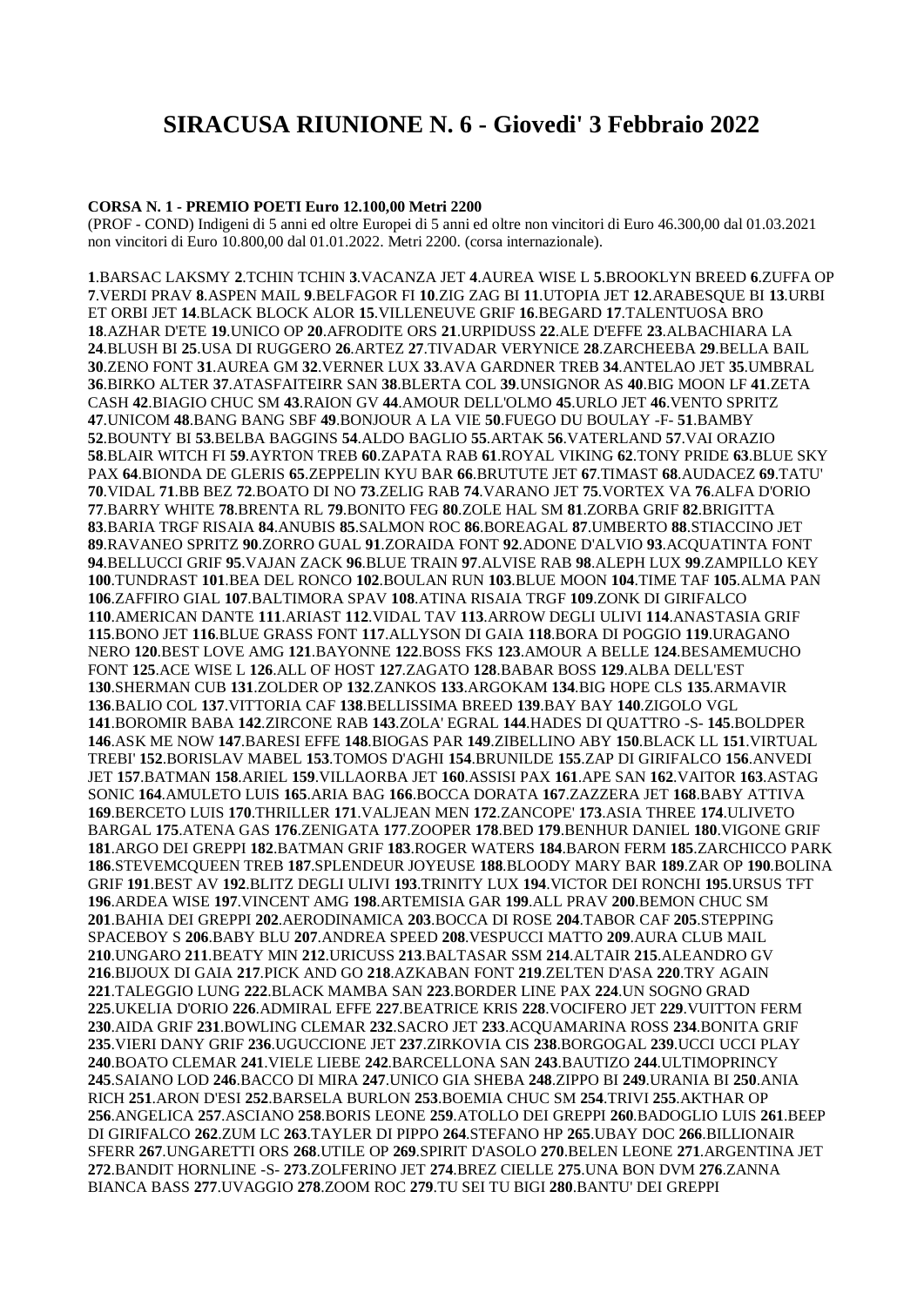# SIRACUSA RIUNIONE N. 6 - Giovedi' 3 Febbraio 2022

**CORSA N. 1 - PREMIO POETI Euro 12.100,00 Metri 2200**

(PROF - COND) Indigeni di 5 anni ed oltre Europei di 5 anni ed oltre non vincitori di Euro 46.300,00 dal 01.03.2021 non vincitori di Euro 10.800,00 dal 01.01.2022. Metri 2200. (corsa internazionale).

**1**.BARSAC LAKSMY **2**.TCHIN TCHIN **3**.VACANZA JET **4**.AUREA WISE L **5**.BROOKLYN BREED **6**.ZUFFA OP **7**.VERDI PRAV **8**.ASPEN MAIL **9**.BELFAGOR FI **10**.ZIG ZAG BI **11**.UTOPIA JET **12**.ARABESQUE BI **13**.URBI ET ORBI JET **14**.BLACK BLOCK ALOR **15**.VILLENEUVE GRIF **16**.BEGARD **17**.TALENTUOSA BRO **18**.AZHAR D'ETE **19**.UNICO OP **20**.AFRODITE ORS **21**.URPIDUSS **22**.ALE D'EFFE **23**.ALBACHIARA LA **24**.BLUSH BI **25**.USA DI RUGGERO **26**.ARTEZ **27**.TIVADAR VERYNICE **28**.ZARCHEEBA **29**.BELLA BAIL **30**.ZENO FONT **31**.AUREA GM **32**.VERNER LUX **33**.AVA GARDNER TREB **34**.ANTELAO JET **35**.UMBRAL **36**.BIRKO ALTER **37**.ATASFAITEIRR SAN **38**.BLERTA COL **39**.UNSIGNOR AS **40**.BIG MOON LF **41**.ZETA CASH **42**.BIAGIO CHUC SM **43**.RAION GV **44**.AMOUR DELL'OLMO **45**.URLO JET **46**.VENTO SPRITZ **47**.UNICOM **48**.BANG BANG SBF **49**.BONJOUR A LA VIE **50**.FUEGO DU BOULAY -F- **51**.BAMBY **52**.BOUNTY BI **53**.BELBA BAGGINS **54**.ALDO BAGLIO **55**.ARTAK **56**.VATERLAND **57**.VAI ORAZIO **58**.BLAIR WITCH FI **59**.AYRTON TREB **60**.ZAPATA RAB **61**.ROYAL VIKING **62**.TONY PRIDE **63**.BLUE SKY PAX **64**.BIONDA DE GLERIS **65**.ZEPPELIN KYU BAR **66**.BRUTUTE JET **67**.TIMAST **68**.AUDACEZ **69**.TATU' **70**.VIDAL **71**.BB BEZ **72**.BOATO DI NO **73**.ZELIG RAB **74**.VARANO JET **75**.VORTEX VA **76**.ALFA D'ORIO **77**.BARRY WHITE **78**.BRENTA RL **79**.BONITO FEG **80**.ZOLE HAL SM **81**.ZORBA GRIF **82**.BRIGITTA **83**.BARIA TRGF RISAIA **84**.ANUBIS **85**.SALMON ROC **86**.BOREAGAL **87**.UMBERTO **88**.STIACCINO JET **89**.RAVANEO SPRITZ **90**.ZORRO GUAL **91**.ZORAIDA FONT **92**.ADONE D'ALVIO **93**.ACQUATINTA FONT **94**.BELLUCCI GRIF **95**.VAJAN ZACK **96**.BLUE TRAIN **97**.ALVISE RAB **98**.ALEPH LUX **99**.ZAMPILLO KEY **100**.TUNDRAST **101**.BEA DEL RONCO **102**.BOULAN RUN **103**.BLUE MOON **104**.TIME TAF **105**.ALMA PAN **106**.ZAFFIRO GIAL **107**.BALTIMORA SPAV **108**.ATINA RISAIA TRGF **109**.ZONK DI GIRIFALCO **110**.AMERICAN DANTE **111**.ARIAST **112**.VIDAL TAV **113**.ARROW DEGLI ULIVI **114**.ANASTASIA GRIF **115**.BONO JET **116**.BLUE GRASS FONT **117**.ALLYSON DI GAIA **118**.BORA DI POGGIO **119**.URAGANO NERO **120**.BEST LOVE AMG **121**.BAYONNE **122**.BOSS FKS **123**.AMOUR A BELLE **124**.BESAMEMUCHO FONT **125**.ACE WISE L **126**.ALL OF HOST **127**.ZAGATO **128**.BABAR BOSS **129**.ALBA DELL'EST **130**.SHERMAN CUB **131**.ZOLDER OP **132**.ZANKOS **133**.ARGOKAM **134**.BIG HOPE CLS **135**.ARMAVIR **136**.BALIO COL **137**.VITTORIA CAF **138**.BELLISSIMA BREED **139**.BAY BAY **140**.ZIGOLO VGL **141**.BOROMIR BABA **142**.ZIRCONE RAB **143**.ZOLA' EGRAL **144**.HADES DI QUATTRO -S- **145**.BOLDPER **146**.ASK ME NOW **147**.BARESI EFFE **148**.BIOGAS PAR **149**.ZIBELLINO ABY **150**.BLACK LL **151**.VIRTUAL TREBI' **152**.BORISLAV MABEL **153**.TOMOS D'AGHI **154**.BRUNILDE **155**.ZAP DI GIRIFALCO **156**.ANVEDI JET **157**.BATMAN **158**.ARIEL **159**.VILLAORBA JET **160**.ASSISI PAX **161**.APE SAN **162**.VAITOR **163**.ASTAG SONIC **164**.AMULETO LUIS **165**.ARIA BAG **166**.BOCCA DORATA **167**.ZAZZERA JET **168**.BABY ATTIVA **169**.BERCETO LUIS **170**.THRILLER **171**.VALJEAN MEN **172**.ZANCOPE' **173**.ASIA THREE **174**.ULIVETO BARGAL **175**.ATENA GAS **176**.ZENIGATA **177**.ZOOPER **178**.BED **179**.BENHUR DANIEL **180**.VIGONE GRIF **181**.ARGO DEI GREPPI **182**.BATMAN GRIF **183**.ROGER WATERS **184**.BARON FERM **185**.ZARCHICCO PARK **186**.STEVEMCQUEEN TREB **187**.SPLENDEUR JOYEUSE **188**.BLOODY MARY BAR **189**.ZAR OP **190**.BOLINA GRIF **191**.BEST AV **192**.BLITZ DEGLI ULIVI **193**.TRINITY LUX **194**.VICTOR DEI RONCHI **195**.URSUS TFT **196**.ARDEA WISE **197**.VINCENT AMG **198**.ARTEMISIA GAR **199**.ALL PRAV **200**.BEMON CHUC SM **201**.BAHIA DEI GREPPI **202**.AERODINAMICA **203**.BOCCA DI ROSE **204**.TABOR CAF **205**.STEPPING SPACEBOY S **206**.BABY BLU **207**.ANDREA SPEED **208**.VESPUCCI MATTO **209**.AURA CLUB MAIL **210**.UNGARO **211**.BEATY MIN **212**.URICUSS **213**.BALTASAR SSM **214**.ALTAIR **215**.ALEANDRO GV **216**.BIJOUX DI GAIA **217**.PICK AND GO **218**.AZKABAN FONT **219**.ZELTEN D'ASA **220**.TRY AGAIN **221**.TALEGGIO LUNG **222**.BLACK MAMBA SAN **223**.BORDER LINE PAX **224**.UN SOGNO GRAD **225**.UKELIA D'ORIO **226**.ADMIRAL EFFE **227**.BEATRICE KRIS **228**.VOCIFERO JET **229**.VUITTON FERM **230**.AIDA GRIF **231**.BOWLING CLEMAR **232**.SACRO JET **233**.ACQUAMARINA ROSS **234**.BONITA GRIF **235**.VIERI DANY GRIF **236**.UGUCCIONE JET **237**.ZIRKOVIA CIS **238**.BORGOGAL **239**.UCCI UCCI PLAY **240**.BOATO CLEMAR **241**.VIELE LIEBE **242**.BARCELLONA SAN **243**.BAUTIZO **244**.ULTIMOPRINCY **245**.SAIANO LOD **246**.BACCO DI MIRA **247**.UNICO GIA SHEBA **248**.ZIPPO BI **249**.URANIA BI **250**.ANIA RICH **251**.ARON D'ESI **252**.BARSELA BURLON **253**.BOEMIA CHUC SM **254**.TRIVI **255**.AKTHAR OP **256**.ANGELICA **257**.ASCIANO **258**.BORIS LEONE **259**.ATOLLO DEI GREPPI **260**.BADOGLIO LUIS **261**.BEEP DI GIRIFALCO **262**.ZUM LC **263**.TAYLER DI PIPPO **264**.STEFANO HP **265**.UBAY DOC **266**.BILLIONAIR SFERR **267**.UNGARETTI ORS **268**.UTILE OP **269**.SPIRIT D'ASOLO **270**.BELEN LEONE **271**.ARGENTINA JET **272**.BANDIT HORNLINE -S- **273**.ZOLFERINO JET **274**.BREZ CIELLE **275**.UNA BON DVM **276**.ZANNA BIANCA BASS **277**.UVAGGIO **278**.ZOOM ROC **279**.TU SEI TU BIGI **280**.BANTU' DEI GREPPI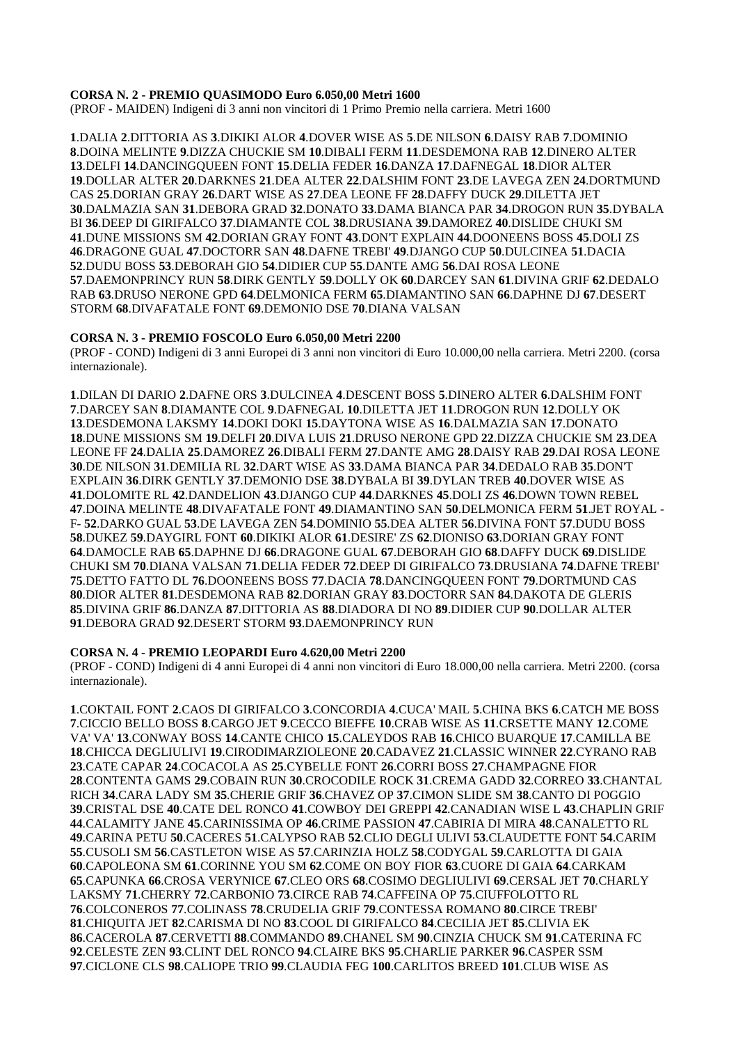**CORSA N. 2 - PREMIO QUASIMODO Euro 6.050,00 Metri 1600**
(PROF - MAIDEN) Indigeni di 3 anni non vincitori di 1 Primo Premio nella carriera. Metri 1600

**1**.DALIA **2**.DITTORIA AS **3**.DIKIKI ALOR **4**.DOVER WISE AS **5**.DE NILSON **6**.DAISY RAB **7**.DOMINIO **8**.DOINA MELINTE **9**.DIZZA CHUCKIE SM **10**.DIBALI FERM **11**.DESDEMONA RAB **12**.DINERO ALTER **13**.DELFI **14**.DANCINGQUEEN FONT **15**.DELIA FEDER **16**.DANZA **17**.DAFNEGAL **18**.DIOR ALTER **19**.DOLLAR ALTER **20**.DARKNES **21**.DEA ALTER **22**.DALSHIM FONT **23**.DE LAVEGA ZEN **24**.DORTMUND CAS **25**.DORIAN GRAY **26**.DART WISE AS **27**.DEA LEONE FF **28**.DAFFY DUCK **29**.DILETTA JET **30**.DALMAZIA SAN **31**.DEBORA GRAD **32**.DONATO **33**.DAMA BIANCA PAR **34**.DROGON RUN **35**.DYBALA BI **36**.DEEP DI GIRIFALCO **37**.DIAMANTE COL **38**.DRUSIANA **39**.DAMOREZ **40**.DISLIDE CHUKI SM **41**.DUNE MISSIONS SM **42**.DORIAN GRAY FONT **43**.DON'T EXPLAIN **44**.DOONEENS BOSS **45**.DOLI ZS **46**.DRAGONE GUAL **47**.DOCTORR SAN **48**.DAFNE TREBI' **49**.DJANGO CUP **50**.DULCINEA **51**.DACIA **52**.DUDU BOSS **53**.DEBORAH GIO **54**.DIDIER CUP **55**.DANTE AMG **56**.DAI ROSA LEONE **57**.DAEMONPRINCY RUN **58**.DIRK GENTLY **59**.DOLLY OK **60**.DARCEY SAN **61**.DIVINA GRIF **62**.DEDALO RAB **63**.DRUSO NERONE GPD **64**.DELMONICA FERM **65**.DIAMANTINO SAN **66**.DAPHNE DJ **67**.DESERT STORM **68**.DIVAFATALE FONT **69**.DEMONIO DSE **70**.DIANA VALSAN

**CORSA N. 3 - PREMIO FOSCOLO Euro 6.050,00 Metri 2200**
(PROF - COND) Indigeni di 3 anni Europei di 3 anni non vincitori di Euro 10.000,00 nella carriera. Metri 2200. (corsa internazionale).

**1**.DILAN DI DARIO **2**.DAFNE ORS **3**.DULCINEA **4**.DESCENT BOSS **5**.DINERO ALTER **6**.DALSHIM FONT **7**.DARCEY SAN **8**.DIAMANTE COL **9**.DAFNEGAL **10**.DILETTA JET **11**.DROGON RUN **12**.DOLLY OK **13**.DESDEMONA LAKSMY **14**.DOKI DOKI **15**.DAYTONA WISE AS **16**.DALMAZIA SAN **17**.DONATO **18**.DUNE MISSIONS SM **19**.DELFI **20**.DIVA LUIS **21**.DRUSO NERONE GPD **22**.DIZZA CHUCKIE SM **23**.DEA LEONE FF **24**.DALIA **25**.DAMOREZ **26**.DIBALI FERM **27**.DANTE AMG **28**.DAISY RAB **29**.DAI ROSA LEONE **30**.DE NILSON **31**.DEMILIA RL **32**.DART WISE AS **33**.DAMA BIANCA PAR **34**.DEDALO RAB **35**.DON'T EXPLAIN **36**.DIRK GENTLY **37**.DEMONIO DSE **38**.DYBALA BI **39**.DYLAN TREB **40**.DOVER WISE AS **41**.DOLOMITE RL **42**.DANDELION **43**.DJANGO CUP **44**.DARKNES **45**.DOLI ZS **46**.DOWN TOWN REBEL **47**.DOINA MELINTE **48**.DIVAFATALE FONT **49**.DIAMANTINO SAN **50**.DELMONICA FERM **51**.JET ROYAL - F- **52**.DARKO GUAL **53**.DE LAVEGA ZEN **54**.DOMINIO **55**.DEA ALTER **56**.DIVINA FONT **57**.DUDU BOSS **58**.DUKEZ **59**.DAYGIRL FONT **60**.DIKIKI ALOR **61**.DESIRE' ZS **62**.DIONISO **63**.DORIAN GRAY FONT **64**.DAMOCLE RAB **65**.DAPHNE DJ **66**.DRAGONE GUAL **67**.DEBORAH GIO **68**.DAFFY DUCK **69**.DISLIDE CHUKI SM **70**.DIANA VALSAN **71**.DELIA FEDER **72**.DEEP DI GIRIFALCO **73**.DRUSIANA **74**.DAFNE TREBI' **75**.DETTO FATTO DL **76**.DOONEENS BOSS **77**.DACIA **78**.DANCINGQUEEN FONT **79**.DORTMUND CAS **80**.DIOR ALTER **81**.DESDEMONA RAB **82**.DORIAN GRAY **83**.DOCTORR SAN **84**.DAKOTA DE GLERIS **85**.DIVINA GRIF **86**.DANZA **87**.DITTORIA AS **88**.DIADORA DI NO **89**.DIDIER CUP **90**.DOLLAR ALTER **91**.DEBORA GRAD **92**.DESERT STORM **93**.DAEMONPRINCY RUN

**CORSA N. 4 - PREMIO LEOPARDI Euro 4.620,00 Metri 2200**
(PROF - COND) Indigeni di 4 anni Europei di 4 anni non vincitori di Euro 18.000,00 nella carriera. Metri 2200. (corsa internazionale).

**1**.COKTAIL FONT **2**.CAOS DI GIRIFALCO **3**.CONCORDIA **4**.CUCA' MAIL **5**.CHINA BKS **6**.CATCH ME BOSS **7**.CICCIO BELLO BOSS **8**.CARGO JET **9**.CECCO BIEFFE **10**.CRAB WISE AS **11**.CRSETTE MANY **12**.COME VA' VA' **13**.CONWAY BOSS **14**.CANTE CHICO **15**.CALEYDOS RAB **16**.CHICO BUARQUE **17**.CAMILLA BE **18**.CHICCA DEGLIULIVI **19**.CIRODIMARZIOLEONE **20**.CADAVEZ **21**.CLASSIC WINNER **22**.CYRANO RAB **23**.CATE CAPAR **24**.COCACOLA AS **25**.CYBELLE FONT **26**.CORRI BOSS **27**.CHAMPAGNE FIOR **28**.CONTENTA GAMS **29**.COBAIN RUN **30**.CROCODILE ROCK **31**.CREMA GADD **32**.CORREO **33**.CHANTAL RICH **34**.CARA LADY SM **35**.CHERIE GRIF **36**.CHAVEZ OP **37**.CIMON SLIDE SM **38**.CANTO DI POGGIO **39**.CRISTAL DSE **40**.CATE DEL RONCO **41**.COWBOY DEI GREPPI **42**.CANADIAN WISE L **43**.CHAPLIN GRIF **44**.CALAMITY JANE **45**.CARINISSIMA OP **46**.CRIME PASSION **47**.CABIRIA DI MIRA **48**.CANALETTO RL **49**.CARINA PETU **50**.CACERES **51**.CALYPSO RAB **52**.CLIO DEGLI ULIVI **53**.CLAUDETTE FONT **54**.CARIM **55**.CUSOLI SM **56**.CASTLETON WISE AS **57**.CARINZIA HOLZ **58**.CODYGAL **59**.CARLOTTA DI GAIA **60**.CAPOLEONA SM **61**.CORINNE YOU SM **62**.COME ON BOY FIOR **63**.CUORE DI GAIA **64**.CARKAM **65**.CAPUNKA **66**.CROSA VERYNICE **67**.CLEO ORS **68**.COSIMO DEGLIULIVI **69**.CERSAL JET **70**.CHARLY LAKSMY **71**.CHERRY **72**.CARBONIO **73**.CIRCE RAB **74**.CAFFEINA OP **75**.CIUFFOLOTTO RL **76**.COLCONEROS **77**.COLINASS **78**.CRUDELIA GRIF **79**.CONTESSA ROMANO **80**.CIRCE TREBI' **81**.CHIQUITA JET **82**.CARISMA DI NO **83**.COOL DI GIRIFALCO **84**.CECILIA JET **85**.CLIVIA EK **86**.CACEROLA **87**.CERVETTI **88**.COMMANDO **89**.CHANEL SM **90**.CINZIA CHUCK SM **91**.CATERINA FC **92**.CELESTE ZEN **93**.CLINT DEL RONCO **94**.CLAIRE BKS **95**.CHARLIE PARKER **96**.CASPER SSM **97**.CICLONE CLS **98**.CALIOPE TRIO **99**.CLAUDIA FEG **100**.CARLITOS BREED **101**.CLUB WISE AS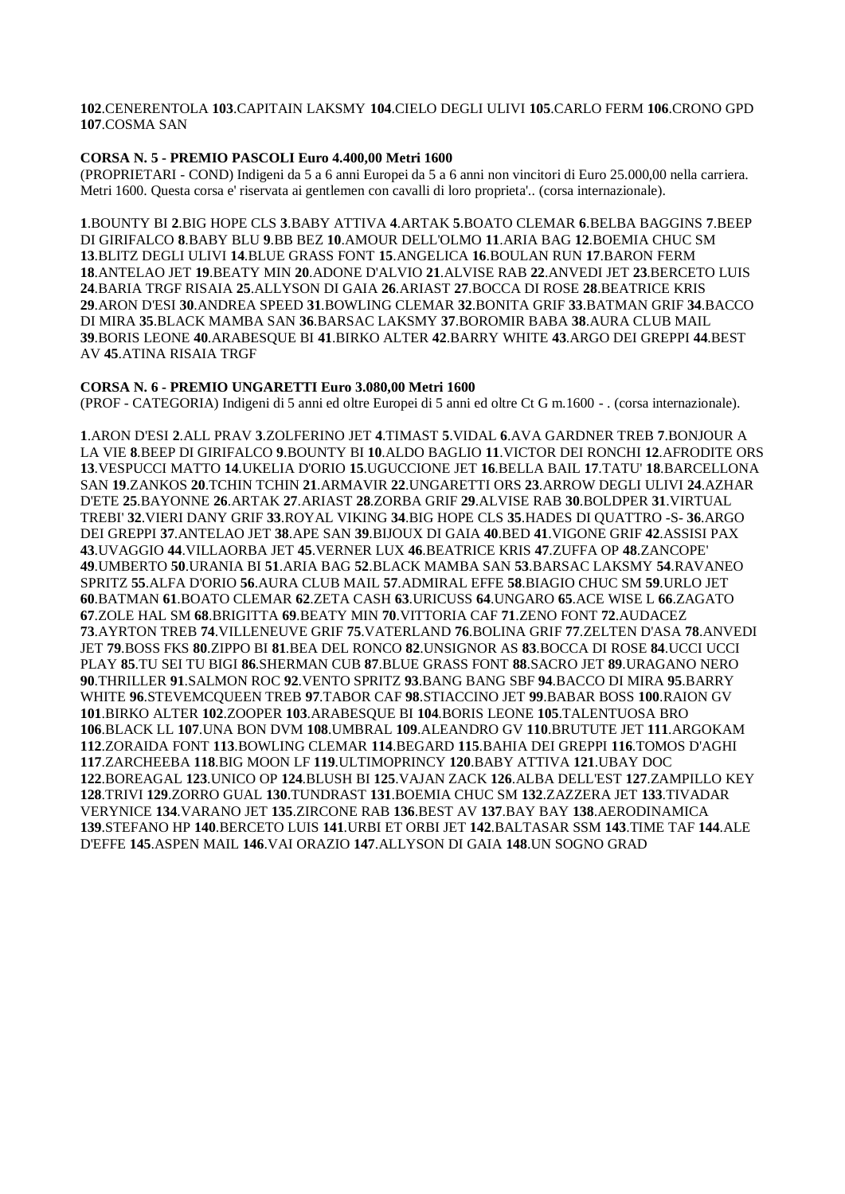**102**.CENERENTOLA **103**.CAPITAIN LAKSMY **104**.CIELO DEGLI ULIVI **105**.CARLO FERM **106**.CRONO GPD **107**.COSMA SAN

**CORSA N. 5 - PREMIO PASCOLI Euro 4.400,00 Metri 1600**

(PROPRIETARI - COND) Indigeni da 5 a 6 anni Europei da 5 a 6 anni non vincitori di Euro 25.000,00 nella carriera. Metri 1600. Questa corsa e' riservata ai gentlemen con cavalli di loro proprieta'.. (corsa internazionale).

**1**.BOUNTY BI **2**.BIG HOPE CLS **3**.BABY ATTIVA **4**.ARTAK **5**.BOATO CLEMAR **6**.BELBA BAGGINS **7**.BEEP DI GIRIFALCO **8**.BABY BLU **9**.BB BEZ **10**.AMOUR DELL'OLMO **11**.ARIA BAG **12**.BOEMIA CHUC SM **13**.BLITZ DEGLI ULIVI **14**.BLUE GRASS FONT **15**.ANGELICA **16**.BOULAN RUN **17**.BARON FERM **18**.ANTELAO JET **19**.BEATY MIN **20**.ADONE D'ALVIO **21**.ALVISE RAB **22**.ANVEDI JET **23**.BERCETO LUIS **24**.BARIA TRGF RISAIA **25**.ALLYSON DI GAIA **26**.ARIAST **27**.BOCCA DI ROSE **28**.BEATRICE KRIS **29**.ARON D'ESI **30**.ANDREA SPEED **31**.BOWLING CLEMAR **32**.BONITA GRIF **33**.BATMAN GRIF **34**.BACCO DI MIRA **35**.BLACK MAMBA SAN **36**.BARSAC LAKSMY **37**.BOROMIR BABA **38**.AURA CLUB MAIL **39**.BORIS LEONE **40**.ARABESQUE BI **41**.BIRKO ALTER **42**.BARRY WHITE **43**.ARGO DEI GREPPI **44**.BEST AV **45**.ATINA RISAIA TRGF

**CORSA N. 6 - PREMIO UNGARETTI Euro 3.080,00 Metri 1600**

(PROF - CATEGORIA) Indigeni di 5 anni ed oltre Europei di 5 anni ed oltre Ct G m.1600 - . (corsa internazionale).

**1**.ARON D'ESI **2**.ALL PRAV **3**.ZOLFERINO JET **4**.TIMAST **5**.VIDAL **6**.AVA GARDNER TREB **7**.BONJOUR A LA VIE **8**.BEEP DI GIRIFALCO **9**.BOUNTY BI **10**.ALDO BAGLIO **11**.VICTOR DEI RONCHI **12**.AFRODITE ORS **13**.VESPUCCI MATTO **14**.UKELIA D'ORIO **15**.UGUCCIONE JET **16**.BELLA BAIL **17**.TATU' **18**.BARCELLONA SAN **19**.ZANKOS **20**.TCHIN TCHIN **21**.ARMAVIR **22**.UNGARETTI ORS **23**.ARROW DEGLI ULIVI **24**.AZHAR D'ETE **25**.BAYONNE **26**.ARTAK **27**.ARIAST **28**.ZORBA GRIF **29**.ALVISE RAB **30**.BOLDPER **31**.VIRTUAL TREBI' **32**.VIERI DANY GRIF **33**.ROYAL VIKING **34**.BIG HOPE CLS **35**.HADES DI QUATTRO -S- **36**.ARGO DEI GREPPI **37**.ANTELAO JET **38**.APE SAN **39**.BIJOUX DI GAIA **40**.BED **41**.VIGONE GRIF **42**.ASSISI PAX **43**.UVAGGIO **44**.VILLAORBA JET **45**.VERNER LUX **46**.BEATRICE KRIS **47**.ZUFFA OP **48**.ZANCOPE' **49**.UMBERTO **50**.URANIA BI **51**.ARIA BAG **52**.BLACK MAMBA SAN **53**.BARSAC LAKSMY **54**.RAVANEO SPRITZ **55**.ALFA D'ORIO **56**.AURA CLUB MAIL **57**.ADMIRAL EFFE **58**.BIAGIO CHUC SM **59**.URLO JET **60**.BATMAN **61**.BOATO CLEMAR **62**.ZETA CASH **63**.URICUSS **64**.UNGARO **65**.ACE WISE L **66**.ZAGATO **67**.ZOLE HAL SM **68**.BRIGITTA **69**.BEATY MIN **70**.VITTORIA CAF **71**.ZENO FONT **72**.AUDACEZ **73**.AYRTON TREB **74**.VILLENEUVE GRIF **75**.VATERLAND **76**.BOLINA GRIF **77**.ZELTEN D'ASA **78**.ANVEDI JET **79**.BOSS FKS **80**.ZIPPO BI **81**.BEA DEL RONCO **82**.UNSIGNOR AS **83**.BOCCA DI ROSE **84**.UCCI UCCI PLAY **85**.TU SEI TU BIGI **86**.SHERMAN CUB **87**.BLUE GRASS FONT **88**.SACRO JET **89**.URAGANO NERO **90**.THRILLER **91**.SALMON ROC **92**.VENTO SPRITZ **93**.BANG BANG SBF **94**.BACCO DI MIRA **95**.BARRY WHITE **96**.STEVEMCQUEEN TREB **97**.TABOR CAF **98**.STIACCINO JET **99**.BABAR BOSS **100**.RAION GV **101**.BIRKO ALTER **102**.ZOOPER **103**.ARABESQUE BI **104**.BORIS LEONE **105**.TALENTUOSA BRO **106**.BLACK LL **107**.UNA BON DVM **108**.UMBRAL **109**.ALEANDRO GV **110**.BRUTUTE JET **111**.ARGOKAM **112**.ZORAIDA FONT **113**.BOWLING CLEMAR **114**.BEGARD **115**.BAHIA DEI GREPPI **116**.TOMOS D'AGHI **117**.ZARCHEEBA **118**.BIG MOON LF **119**.ULTIMOPRINCY **120**.BABY ATTIVA **121**.UBAY DOC **122**.BOREAGAL **123**.UNICO OP **124**.BLUSH BI **125**.VAJAN ZACK **126**.ALBA DELL'EST **127**.ZAMPILLO KEY **128**.TRIVI **129**.ZORRO GUAL **130**.TUNDRAST **131**.BOEMIA CHUC SM **132**.ZAZZERA JET **133**.TIVADAR VERYNICE **134**.VARANO JET **135**.ZIRCONE RAB **136**.BEST AV **137**.BAY BAY **138**.AERODINAMICA **139**.STEFANO HP **140**.BERCETO LUIS **141**.URBI ET ORBI JET **142**.BALTASAR SSM **143**.TIME TAF **144**.ALE D'EFFE **145**.ASPEN MAIL **146**.VAI ORAZIO **147**.ALLYSON DI GAIA **148**.UN SOGNO GRAD